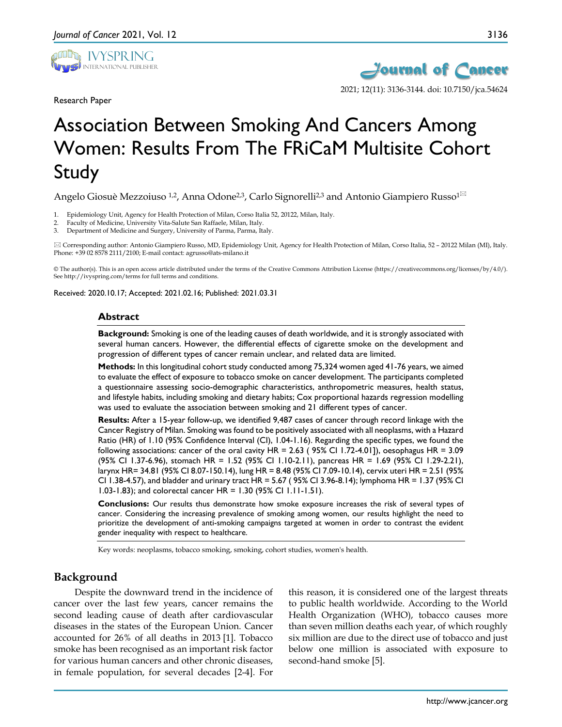Research Paper

# Association Between Smoking And Cancers Among Women: Results From The FRiCaM Multisite Cohort Study

Angelo Giosuè Mezzoiuso [1,2], Anna Odone[2,3], Carlo Signorelli[2,3] and Antonio Giampiero Russo[1]✉

1. Epidemiology Unit, Agency for Health Protection of Milan, Corso Italia 52, 20122, Milan, Italy.
2. Faculty of Medicine, University Vita-Salute San Raffaele, Milan, Italy.
3. Department of Medicine and Surgery, University of Parma, Parma, Italy.

✉ Corresponding author: Antonio Giampiero Russo, MD, Epidemiology Unit, Agency for Health Protection of Milan, Corso Italia, 52 – 20122 Milan (MI), Italy. Phone: +39 02 8578 2111/2100; E-mail contact: agrusso@ats-milano.it

© The author(s). This is an open access article distributed under the terms of the Creative Commons Attribution License (https://creativecommons.org/licenses/by/4.0/). See http://ivyspring.com/terms for full terms and conditions.

Received: 2020.10.17; Accepted: 2021.02.16; Published: 2021.03.31

## Abstract

**Background:** Smoking is one of the leading causes of death worldwide, and it is strongly associated with several human cancers. However, the differential effects of cigarette smoke on the development and progression of different types of cancer remain unclear, and related data are limited.

**Methods:** In this longitudinal cohort study conducted among 75,324 women aged 41-76 years, we aimed to evaluate the effect of exposure to tobacco smoke on cancer development. The participants completed a questionnaire assessing socio-demographic characteristics, anthropometric measures, health status, and lifestyle habits, including smoking and dietary habits; Cox proportional hazards regression modelling was used to evaluate the association between smoking and 21 different types of cancer.

**Results:** After a 15-year follow-up, we identified 9,487 cases of cancer through record linkage with the Cancer Registry of Milan. Smoking was found to be positively associated with all neoplasms, with a Hazard Ratio (HR) of 1.10 (95% Confidence Interval (CI), 1.04-1.16). Regarding the specific types, we found the following associations: cancer of the oral cavity HR = 2.63 ( 95% CI 1.72-4.01]), oesophagus HR = 3.09 (95% CI 1.37-6.96), stomach HR = 1.52 (95% CI 1.10-2.11), pancreas HR = 1.69 (95% CI 1.29-2.21), larynx HR= 34.81 (95% CI 8.07-150.14), lung HR = 8.48 (95% CI 7.09-10.14), cervix uteri HR = 2.51 (95% CI 1.38-4.57), and bladder and urinary tract HR = 5.67 ( 95% CI 3.96-8.14); lymphoma HR = 1.37 (95% CI 1.03-1.83); and colorectal cancer HR = 1.30 (95% CI 1.11-1.51).

**Conclusions:** Our results thus demonstrate how smoke exposure increases the risk of several types of cancer. Considering the increasing prevalence of smoking among women, our results highlight the need to prioritize the development of anti-smoking campaigns targeted at women in order to contrast the evident gender inequality with respect to healthcare.

Key words: neoplasms, tobacco smoking, smoking, cohort studies, women's health.

## Background

Despite the downward trend in the incidence of cancer over the last few years, cancer remains the second leading cause of death after cardiovascular diseases in the states of the European Union. Cancer accounted for 26% of all deaths in 2013 [1]. Tobacco smoke has been recognised as an important risk factor for various human cancers and other chronic diseases, in female population, for several decades [2-4]. For this reason, it is considered one of the largest threats to public health worldwide. According to the World Health Organization (WHO), tobacco causes more than seven million deaths each year, of which roughly six million are due to the direct use of tobacco and just below one million is associated with exposure to second-hand smoke [5].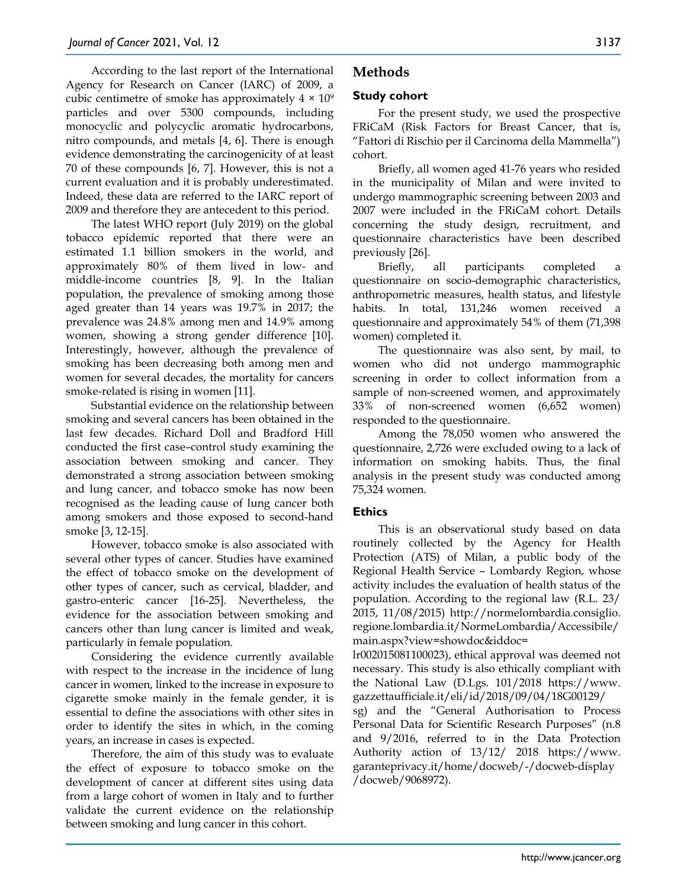According to the last report of the International Agency for Research on Cancer (IARC) of 2009, a cubic centimetre of smoke has approximately $4 \times 10^9$ particles and over 5300 compounds, including monocyclic and polycyclic aromatic hydrocarbons, nitro compounds, and metals [4, 6]. There is enough evidence demonstrating the carcinogenicity of at least 70 of these compounds [6, 7]. However, this is not a current evaluation and it is probably underestimated. Indeed, these data are referred to the IARC report of 2009 and therefore they are antecedent to this period.

The latest WHO report (July 2019) on the global tobacco epidemic reported that there were an estimated 1.1 billion smokers in the world, and approximately 80% of them lived in low- and middle-income countries [8, 9]. In the Italian population, the prevalence of smoking among those aged greater than 14 years was 19.7% in 2017; the prevalence was 24.8% among men and 14.9% among women, showing a strong gender difference [10]. Interestingly, however, although the prevalence of smoking has been decreasing both among men and women for several decades, the mortality for cancers smoke-related is rising in women [11].

Substantial evidence on the relationship between smoking and several cancers has been obtained in the last few decades. Richard Doll and Bradford Hill conducted the first case–control study examining the association between smoking and cancer. They demonstrated a strong association between smoking and lung cancer, and tobacco smoke has now been recognised as the leading cause of lung cancer both among smokers and those exposed to second-hand smoke [3, 12-15].

However, tobacco smoke is also associated with several other types of cancer. Studies have examined the effect of tobacco smoke on the development of other types of cancer, such as cervical, bladder, and gastro-enteric cancer [16-25]. Nevertheless, the evidence for the association between smoking and cancers other than lung cancer is limited and weak, particularly in female population.

Considering the evidence currently available with respect to the increase in the incidence of lung cancer in women, linked to the increase in exposure to cigarette smoke mainly in the female gender, it is essential to define the associations with other sites in order to identify the sites in which, in the coming years, an increase in cases is expected.

Therefore, the aim of this study was to evaluate the effect of exposure to tobacco smoke on the development of cancer at different sites using data from a large cohort of women in Italy and to further validate the current evidence on the relationship between smoking and lung cancer in this cohort.

## Methods

### Study cohort

For the present study, we used the prospective FRiCaM (Risk Factors for Breast Cancer, that is, "Fattori di Rischio per il Carcinoma della Mammella") cohort.

Briefly, all women aged 41-76 years who resided in the municipality of Milan and were invited to undergo mammographic screening between 2003 and 2007 were included in the FRiCaM cohort. Details concerning the study design, recruitment, and questionnaire characteristics have been described previously [26].

Briefly, all participants completed a questionnaire on socio-demographic characteristics, anthropometric measures, health status, and lifestyle habits. In total, 131,246 women received a questionnaire and approximately 54% of them (71,398 women) completed it.

The questionnaire was also sent, by mail, to women who did not undergo mammographic screening in order to collect information from a sample of non-screened women, and approximately 33% of non-screened women (6,652 women) responded to the questionnaire.

Among the 78,050 women who answered the questionnaire, 2,726 were excluded owing to a lack of information on smoking habits. Thus, the final analysis in the present study was conducted among 75,324 women.

### Ethics

This is an observational study based on data routinely collected by the Agency for Health Protection (ATS) of Milan, a public body of the Regional Health Service – Lombardy Region, whose activity includes the evaluation of health status of the population. According to the regional law (R.L. 23/2015, 11/08/2015) http://normelombardia.consiglio.regione.lombardia.it/NormeLombardia/Accessibile/main.aspx?view=showdoc&iddoc=lr002015081100023), ethical approval was deemed not necessary. This study is also ethically compliant with the National Law (D.Lgs. 101/2018 https://www.gazzettaufficiale.it/eli/id/2018/09/04/18G00129/sg) and the "General Authorisation to Process Personal Data for Scientific Research Purposes" (n.8 and 9/2016, referred to in the Data Protection Authority action of 13/12/ 2018 https://www.garanteprivacy.it/home/docweb/-/docweb-display/docweb/9068972).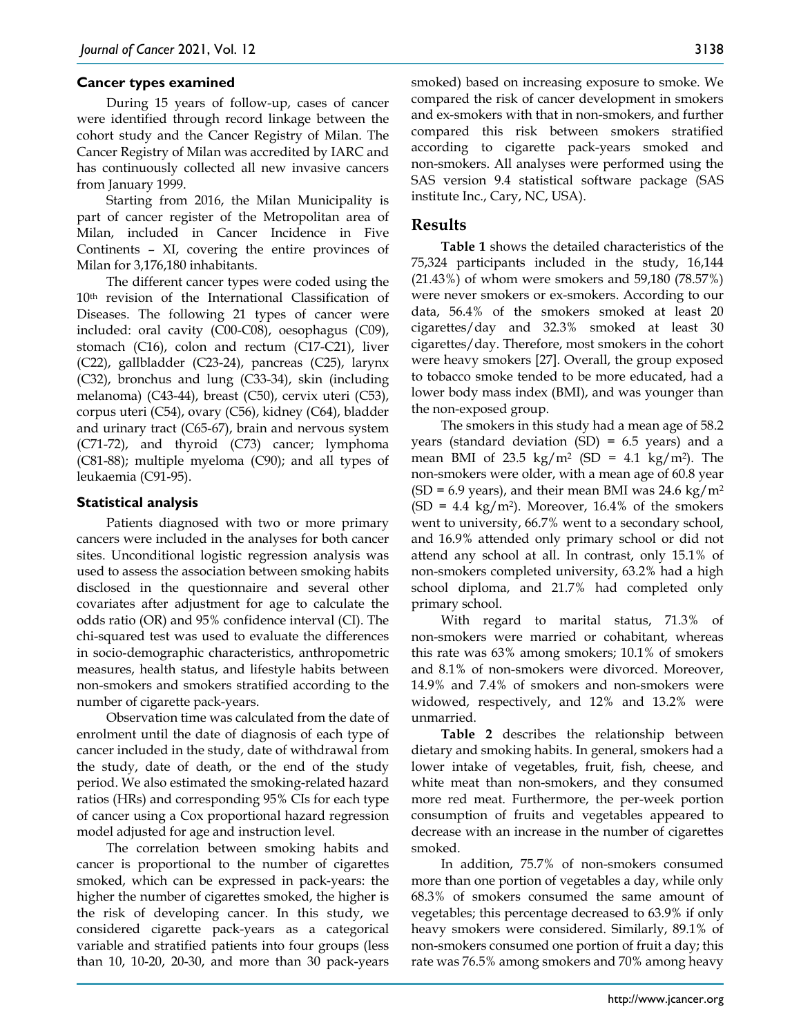### Cancer types examined

During 15 years of follow-up, cases of cancer were identified through record linkage between the cohort study and the Cancer Registry of Milan. The Cancer Registry of Milan was accredited by IARC and has continuously collected all new invasive cancers from January 1999.

Starting from 2016, the Milan Municipality is part of cancer register of the Metropolitan area of Milan, included in Cancer Incidence in Five Continents – XI, covering the entire provinces of Milan for 3,176,180 inhabitants.

The different cancer types were coded using the 10th revision of the International Classification of Diseases. The following 21 types of cancer were included: oral cavity (C00-C08), oesophagus (C09), stomach (C16), colon and rectum (C17-C21), liver (C22), gallbladder (C23-24), pancreas (C25), larynx (C32), bronchus and lung (C33-34), skin (including melanoma) (C43-44), breast (C50), cervix uteri (C53), corpus uteri (C54), ovary (C56), kidney (C64), bladder and urinary tract (C65-67), brain and nervous system (C71-72), and thyroid (C73) cancer; lymphoma (C81-88); multiple myeloma (C90); and all types of leukaemia (C91-95).

### Statistical analysis

Patients diagnosed with two or more primary cancers were included in the analyses for both cancer sites. Unconditional logistic regression analysis was used to assess the association between smoking habits disclosed in the questionnaire and several other covariates after adjustment for age to calculate the odds ratio (OR) and 95% confidence interval (CI). The chi-squared test was used to evaluate the differences in socio-demographic characteristics, anthropometric measures, health status, and lifestyle habits between non-smokers and smokers stratified according to the number of cigarette pack-years.

Observation time was calculated from the date of enrolment until the date of diagnosis of each type of cancer included in the study, date of withdrawal from the study, date of death, or the end of the study period. We also estimated the smoking-related hazard ratios (HRs) and corresponding 95% CIs for each type of cancer using a Cox proportional hazard regression model adjusted for age and instruction level.

The correlation between smoking habits and cancer is proportional to the number of cigarettes smoked, which can be expressed in pack-years: the higher the number of cigarettes smoked, the higher is the risk of developing cancer. In this study, we considered cigarette pack-years as a categorical variable and stratified patients into four groups (less than 10, 10-20, 20-30, and more than 30 pack-years smoked) based on increasing exposure to smoke. We compared the risk of cancer development in smokers and ex-smokers with that in non-smokers, and further compared this risk between smokers stratified according to cigarette pack-years smoked and non-smokers. All analyses were performed using the SAS version 9.4 statistical software package (SAS institute Inc., Cary, NC, USA).

## Results

**Table 1** shows the detailed characteristics of the 75,324 participants included in the study, 16,144 (21.43%) of whom were smokers and 59,180 (78.57%) were never smokers or ex-smokers. According to our data, 56.4% of the smokers smoked at least 20 cigarettes/day and 32.3% smoked at least 30 cigarettes/day. Therefore, most smokers in the cohort were heavy smokers [27]. Overall, the group exposed to tobacco smoke tended to be more educated, had a lower body mass index (BMI), and was younger than the non-exposed group.

The smokers in this study had a mean age of 58.2 years (standard deviation (SD) = 6.5 years) and a mean BMI of 23.5 kg/m$^2$ (SD = 4.1 kg/m$^2$). The non-smokers were older, with a mean age of 60.8 year (SD = 6.9 years), and their mean BMI was 24.6 kg/m$^2$ (SD = 4.4 kg/m$^2$). Moreover, 16.4% of the smokers went to university, 66.7% went to a secondary school, and 16.9% attended only primary school or did not attend any school at all. In contrast, only 15.1% of non-smokers completed university, 63.2% had a high school diploma, and 21.7% had completed only primary school.

With regard to marital status, 71.3% of non-smokers were married or cohabitant, whereas this rate was 63% among smokers; 10.1% of smokers and 8.1% of non-smokers were divorced. Moreover, 14.9% and 7.4% of smokers and non-smokers were widowed, respectively, and 12% and 13.2% were unmarried.

**Table 2** describes the relationship between dietary and smoking habits. In general, smokers had a lower intake of vegetables, fruit, fish, cheese, and white meat than non-smokers, and they consumed more red meat. Furthermore, the per-week portion consumption of fruits and vegetables appeared to decrease with an increase in the number of cigarettes smoked.

In addition, 75.7% of non-smokers consumed more than one portion of vegetables a day, while only 68.3% of smokers consumed the same amount of vegetables; this percentage decreased to 63.9% if only heavy smokers were considered. Similarly, 89.1% of non-smokers consumed one portion of fruit a day; this rate was 76.5% among smokers and 70% among heavy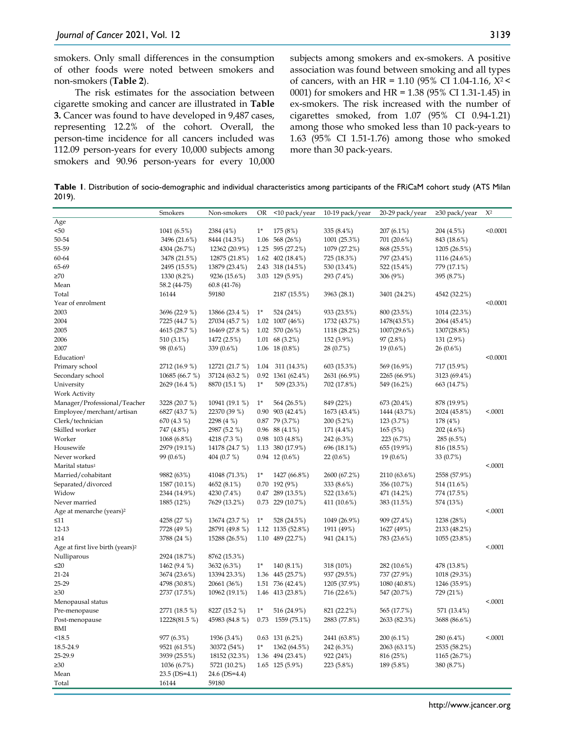smokers. Only small differences in the consumption of other foods were noted between smokers and non-smokers (**Table 2**).

The risk estimates for the association between cigarette smoking and cancer are illustrated in **Table 3.** Cancer was found to have developed in 9,487 cases, representing 12.2% of the cohort. Overall, the person-time incidence for all cancers included was 112.09 person-years for every 10,000 subjects among smokers and 90.96 person-years for every 10,000 subjects among smokers and ex-smokers. A positive association was found between smoking and all types of cancers, with an HR = 1.10 (95% CI 1.04-1.16, $X^2 <$ 0001) for smokers and HR = 1.38 (95% CI 1.31-1.45) in ex-smokers. The risk increased with the number of cigarettes smoked, from 1.07 (95% CI 0.94-1.21) among those who smoked less than 10 pack-years to 1.63 (95% CI 1.51-1.76) among those who smoked more than 30 pack-years.

**Table 1**. Distribution of socio-demographic and individual characteristics among participants of the FRiCaM cohort study (ATS Milan 2019).

| | Smokers | Non-smokers | OR | <10 pack/year | 10-19 pack/year | 20-29 pack/year | ≥30 pack/year | $X^2$ |
|---|---|---|---|---|---|---|---|---|
| Age | | | | | | | | <0.0001 |
| <50 | 1041 (6.5%) | 2384 (4%) | 1* | 175 (8%) | 335 (8.4%) | 207 (6.1%) | 204 (4.5%) | |
| 50-54 | 3496 (21.6%) | 8444 (14.3%) | 1.06 | 568 (26%) | 1001 (25.3%) | 701 (20.6%) | 843 (18.6%) | |
| 55-59 | 4304 (26.7%) | 12362 (20.9%) | 1.25 | 595 (27.2%) | 1079 (27.2%) | 868 (25.5%) | 1205 (26.5%) | |
| 60-64 | 3478 (21.5%) | 12875 (21.8%) | 1.62 | 402 (18.4%) | 725 (18.3%) | 797 (23.4%) | 1116 (24.6%) | |
| 65-69 | 2495 (15.5%) | 13879 (23.4%) | 2.43 | 318 (14.5%) | 530 (13.4%) | 522 (15.4%) | 779 (17.1%) | |
| ≥70 | 1330 (8.2%) | 9236 (15.6%) | 3.03 | 129 (5.9%) | 293 (7.4%) | 306 (9%) | 395 (8.7%) | |
| Mean | 58.2 (44-75) | 60.8 (41-76) | | | | | | |
| Total | 16144 | 59180 | | 2187 (15.5%) | 3963 (28.1) | 3401 (24.2%) | 4542 (32.2%) | |
| Year of enrolment | | | | | | | | <0.0001 |
| 2003 | 3696 (22.9 %) | 13866 (23.4 %) | 1* | 524 (24%) | 933 (23.5%) | 800 (23.5%) | 1014 (22.3%) | |
| 2004 | 7225 (44.7 %) | 27034 (45.7 %) | 1.02 | 1007 (46%) | 1732 (43.7%) | 1478(43.5%) | 2064 (45.4%) | |
| 2005 | 4615 (28.7 %) | 16469 (27.8 %) | 1.02 | 570 (26%) | 1118 (28.2%) | 1007(29.6%) | 1307(28.8%) | |
| 2006 | 510 (3.1%) | 1472 (2.5%) | 1.01 | 68 (3.2%) | 152 (3.9%) | 97 (2.8%) | 131 (2.9%) | |
| 2007 | 98 (0.6%) | 339 (0.6%) | 1.06 | 18 (0.8%) | 28 (0.7%) | 19 (0.6%) | 26 (0.6%) | |
| Education[1] | | | | | | | | <0.0001 |
| Primary school | 2712 (16.9 %) | 12721 (21.7 %) | 1.04 | 311 (14.3%) | 603 (15.3%) | 569 (16.9%) | 717 (15.9%) | |
| Secondary school | 10685 (66.7 %) | 37124 (63.2 %) | 0.92 | 1361 (62.4%) | 2631 (66.9%) | 2265 (66.9%) | 3123 (69.4%) | |
| University | 2629 (16.4 %) | 8870 (15.1 %) | 1* | 509 (23.3%) | 702 (17.8%) | 549 (16.2%) | 663 (14.7%) | |
| Work Activity | | | | | | | | |
| Manager/Professional/Teacher | 3228 (20.7 %) | 10941 (19.1 %) | 1* | 564 (26.5%) | 849 (22%) | 673 (20.4%) | 878 (19.9%) | |
| Employee/merchant/artisan | 6827 (43.7 %) | 22370 (39 %) | 0.90 | 903 (42.4%) | 1673 (43.4%) | 1444 (43.7%) | 2024 (45.8%) | <.0001 |
| Clerk/technician | 670 (4.3 %) | 2298 (4 %) | 0.87 | 79 (3.7%) | 200 (5.2%) | 123 (3.7%) | 178 (4%) | |
| Skilled worker | 747 (4.8%) | 2987 (5.2 %) | 0.96 | 88 (4.1%) | 171 (4.4%) | 165 (5%) | 202 (4.6%) | |
| Worker | 1068 (6.8%) | 4218 (7.3 %) | 0.98 | 103 (4.8%) | 242 (6.3%) | 223 (6.7%) | 285 (6.5%) | |
| Housewife | 2979 (19.1%) | 14178 (24.7 %) | 1.13 | 380 (17.9%) | 696 (18.1%) | 655 (19.9%) | 816 (18.5%) | |
| Never worked | 99 (0.6%) | 404 (0.7 %) | 0.94 | 12 (0.6%) | 22 (0.6%) | 19 (0.6%) | 33 (0.7%) | |
| Marital status[1] | | | | | | | | <.0001 |
| Married/cohabitant | 9882 (63%) | 41048 (71.3%) | 1* | 1427 (66.8%) | 2600 (67.2%) | 2110 (63.6%) | 2558 (57.9%) | |
| Separated/divorced | 1587 (10.1%) | 4652 (8.1%) | 0.70 | 192 (9%) | 333 (8.6%) | 356 (10.7%) | 514 (11.6%) | |
| Widow | 2344 (14.9%) | 4230 (7.4%) | 0.47 | 289 (13.5%) | 522 (13.6%) | 471 (14.2%) | 774 (17.5%) | |
| Never married | 1885 (12%) | 7629 (13.2%) | 0.73 | 229 (10.7%) | 411 (10.6%) | 383 (11.5%) | 574 (13%) | |
| Age at menarche (years)[2] | | | | | | | | <.0001 |
| ≤11 | 4258 (27 %) | 13674 (23.7 %) | 1* | 528 (24.5%) | 1049 (26.9%) | 909 (27.4%) | 1238 (28%) | |
| 12-13 | 7728 (49 %) | 28791 (49.8 %) | 1.12 | 1135 (52.8%) | 1911 (49%) | 1627 (49%) | 2133 (48.2%) | |
| ≥14 | 3788 (24 %) | 15288 (26.5%) | 1.10 | 489 (22.7%) | 941 (24.1%) | 783 (23.6%) | 1055 (23.8%) | |
| Age at first live birth (years)[2] | | | | | | | | <.0001 |
| Nulliparous | 2924 (18.7%) | 8762 (15.3%) | | | | | | |
| ≤20 | 1462 (9.4 %) | 3632 (6.3%) | 1* | 140 (8.1%) | 318 (10%) | 282 (10.6%) | 478 (13.8%) | |
| 21-24 | 3674 (23.6%) | 13394 23.3%) | 1.36 | 445 (25.7%) | 937 (29.5%) | 737 (27.9%) | 1018 (29.3%) | |
| 25-29 | 4798 (30.8%) | 20661 (36%) | 1.51 | 736 (42.4%) | 1205 (37.9%) | 1080 (40.8%) | 1246 (35.9%) | |
| ≥30 | 2737 (17.5%) | 10962 (19.1%) | 1.46 | 413 (23.8%) | 716 (22.6%) | 547 (20.7%) | 729 (21%) | |
| Menopausal status | | | | | | | | <.0001 |
| Pre-menopause | 2771 (18.5 %) | 8227 (15.2 %) | 1* | 516 (24.9%) | 821 (22.2%) | 565 (17.7%) | 571 (13.4%) | |
| Post-menopause | 12228(81.5 %) | 45983 (84.8 %) | 0.73 | 1559 (75.1%) | 2883 (77.8%) | 2633 (82.3%) | 3688 (86.6%) | |
| BMI | | | | | | | | |
| <18.5 | 977 (6.3%) | 1936 (3.4%) | 0.63 | 131 (6.2%) | 2441 (63.8%) | 200 (6.1%) | 280 (6.4%) | <.0001 |
| 18.5-24.9 | 9521 (61.5%) | 30372 (54%) | 1* | 1362 (64.5%) | 242 (6.3%) | 2063 (63.1%) | 2535 (58.2%) | |
| 25-29.9 | 3939 (25.5%) | 18152 (32.3%) | 1.36 | 494 (23.4%) | 922 (24%) | 816 (25%) | 1165 (26.7%) | |
| ≥30 | 1036 (6.7%) | 5721 (10.2%) | 1.65 | 125 (5.9%) | 223 (5.8%) | 189 (5.8%) | 380 (8.7%) | |
| Mean | 23.5 (DS=4.1) | 24.6 (DS=4.4) | | | | | | |
| Total | 16144 | 59180 | | | | | | |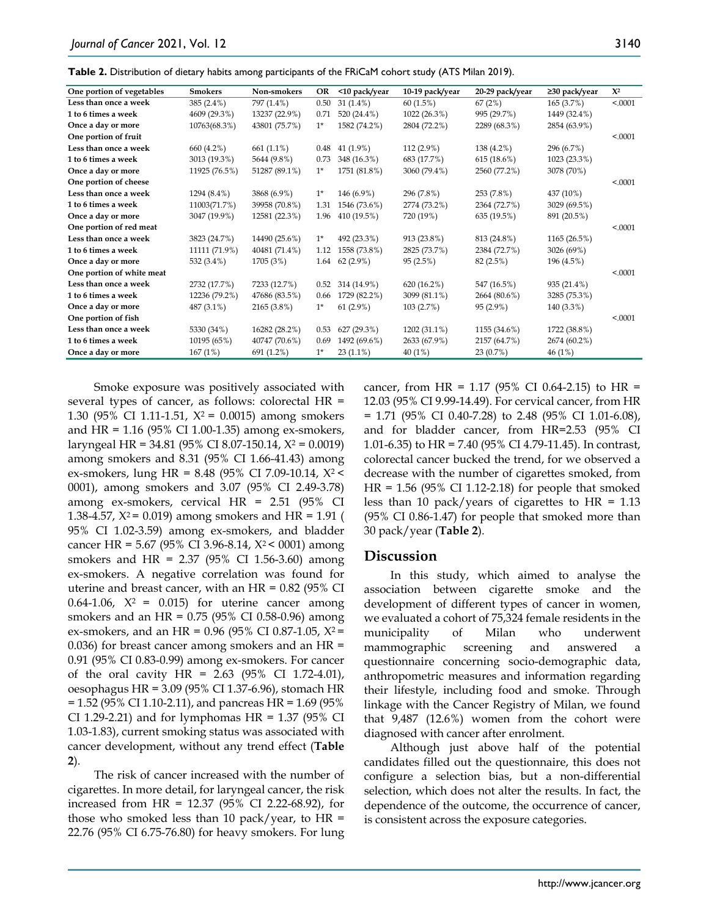**Table 2.** Distribution of dietary habits among participants of the FRiCaM cohort study (ATS Milan 2019).

| One portion of vegetables | Smokers | Non-smokers | OR | <10 pack/year | 10-19 pack/year | 20-29 pack/year | ≥30 pack/year | $X^2$ |
|---|---|---|---|---|---|---|---|---|
| Less than once a week | 385 (2.4%) | 797 (1.4%) | 0.50 | 31 (1.4%) | 60 (1.5%) | 67 (2%) | 165 (3.7%) | <.0001 |
| 1 to 6 times a week | 4609 (29.3%) | 13237 (22.9%) | 0.71 | 520 (24.4%) | 1022 (26.3%) | 995 (29.7%) | 1449 (32.4%) | |
| Once a day or more | 10763(68.3%) | 43801 (75.7%) | 1* | 1582 (74.2%) | 2804 (72.2%) | 2289 (68.3%) | 2854 (63.9%) | |
| One portion of fruit | | | | | | | | <.0001 |
| Less than once a week | 660 (4.2%) | 661 (1.1%) | 0.48 | 41 (1.9%) | 112 (2.9%) | 138 (4.2%) | 296 (6.7%) | |
| 1 to 6 times a week | 3013 (19.3%) | 5644 (9.8%) | 0.73 | 348 (16.3%) | 683 (17.7%) | 615 (18.6%) | 1023 (23.3%) | |
| Once a day or more | 11925 (76.5%) | 51287 (89.1%) | 1* | 1751 (81.8%) | 3060 (79.4%) | 2560 (77.2%) | 3078 (70%) | |
| One portion of cheese | | | | | | | | <.0001 |
| Less than once a week | 1294 (8.4%) | 3868 (6.9%) | 1* | 146 (6.9%) | 296 (7.8%) | 253 (7.8%) | 437 (10%) | |
| 1 to 6 times a week | 11003(71.7%) | 39958 (70.8%) | 1.31 | 1546 (73.6%) | 2774 (73.2%) | 2364 (72.7%) | 3029 (69.5%) | |
| Once a day or more | 3047 (19.9%) | 12581 (22.3%) | 1.96 | 410 (19.5%) | 720 (19%) | 635 (19.5%) | 891 (20.5%) | |
| One portion of red meat | | | | | | | | <.0001 |
| Less than once a week | 3823 (24.7%) | 14490 (25.6%) | 1* | 492 (23.3%) | 913 (23.8%) | 813 (24.8%) | 1165 (26.5%) | |
| 1 to 6 times a week | 11111 (71.9%) | 40481 (71.4%) | 1.12 | 1558 (73.8%) | 2825 (73.7%) | 2384 (72.7%) | 3026 (69%) | |
| Once a day or more | 532 (3.4%) | 1705 (3%) | 1.64 | 62 (2.9%) | 95 (2.5%) | 82 (2.5%) | 196 (4.5%) | |
| One portion of white meat | | | | | | | | <.0001 |
| Less than once a week | 2732 (17.7%) | 7233 (12.7%) | 0.52 | 314 (14.9%) | 620 (16.2%) | 547 (16.5%) | 935 (21.4%) | |
| 1 to 6 times a week | 12236 (79.2%) | 47686 (83.5%) | 0.66 | 1729 (82.2%) | 3099 (81.1%) | 2664 (80.6%) | 3285 (75.3%) | |
| Once a day or more | 487 (3.1%) | 2165 (3.8%) | 1* | 61 (2.9%) | 103 (2.7%) | 95 (2.9%) | 140 (3.3%) | |
| One portion of fish | | | | | | | | <.0001 |
| Less than once a week | 5330 (34%) | 16282 (28.2%) | 0.53 | 627 (29.3%) | 1202 (31.1%) | 1155 (34.6%) | 1722 (38.8%) | |
| 1 to 6 times a week | 10195 (65%) | 40747 (70.6%) | 0.69 | 1492 (69.6%) | 2633 (67.9%) | 2157 (64.7%) | 2674 (60.2%) | |
| Once a day or more | 167 (1%) | 691 (1.2%) | 1* | 23 (1.1%) | 40 (1%) | 23 (0.7%) | 46 (1%) | |

Smoke exposure was positively associated with several types of cancer, as follows: colorectal HR = 1.30 (95% CI 1.11-1.51, $X^2$ = 0.0015) among smokers and HR = 1.16 (95% CI 1.00-1.35) among ex-smokers, laryngeal HR = 34.81 (95% CI 8.07-150.14, $X^2$ = 0.0019) among smokers and 8.31 (95% CI 1.66-41.43) among ex-smokers, lung HR = 8.48 (95% CI 7.09-10.14, $X^2$ < 0001), among smokers and 3.07 (95% CI 2.49-3.78) among ex-smokers, cervical HR = 2.51 (95% CI 1.38-4.57, $X^2$ = 0.019) among smokers and HR = 1.91 ( 95% CI 1.02-3.59) among ex-smokers, and bladder cancer HR = 5.67 (95% CI 3.96-8.14, $X^2$ < 0001) among smokers and HR = 2.37 (95% CI 1.56-3.60) among ex-smokers. A negative correlation was found for uterine and breast cancer, with an HR = 0.82 (95% CI 0.64-1.06, $X^2$ = 0.015) for uterine cancer among smokers and an HR = 0.75 (95% CI 0.58-0.96) among ex-smokers, and an HR = 0.96 (95% CI 0.87-1.05, $X^2$ = 0.036) for breast cancer among smokers and an HR = 0.91 (95% CI 0.83-0.99) among ex-smokers. For cancer of the oral cavity HR = 2.63 (95% CI 1.72-4.01), oesophagus HR = 3.09 (95% CI 1.37-6.96), stomach HR = 1.52 (95% CI 1.10-2.11), and pancreas HR = 1.69 (95% CI 1.29-2.21) and for lymphomas HR = 1.37 (95% CI 1.03-1.83), current smoking status was associated with cancer development, without any trend effect (**Table 2**).

The risk of cancer increased with the number of cigarettes. In more detail, for laryngeal cancer, the risk increased from HR = 12.37 (95% CI 2.22-68.92), for those who smoked less than 10 pack/year, to HR = 22.76 (95% CI 6.75-76.80) for heavy smokers. For lung cancer, from HR = 1.17 (95% CI 0.64-2.15) to HR = 12.03 (95% CI 9.99-14.49). For cervical cancer, from HR = 1.71 (95% CI 0.40-7.28) to 2.48 (95% CI 1.01-6.08), and for bladder cancer, from HR=2.53 (95% CI 1.01-6.35) to HR = 7.40 (95% CI 4.79-11.45). In contrast, colorectal cancer bucked the trend, for we observed a decrease with the number of cigarettes smoked, from HR = 1.56 (95% CI 1.12-2.18) for people that smoked less than 10 pack/years of cigarettes to HR = 1.13 (95% CI 0.86-1.47) for people that smoked more than 30 pack/year (**Table 2**).

## Discussion

In this study, which aimed to analyse the association between cigarette smoke and the development of different types of cancer in women, we evaluated a cohort of 75,324 female residents in the municipality of Milan who underwent mammographic screening and answered a questionnaire concerning socio-demographic data, anthropometric measures and information regarding their lifestyle, including food and smoke. Through linkage with the Cancer Registry of Milan, we found that 9,487 (12.6%) women from the cohort were diagnosed with cancer after enrolment.

Although just above half of the potential candidates filled out the questionnaire, this does not configure a selection bias, but a non-differential selection, which does not alter the results. In fact, the dependence of the outcome, the occurrence of cancer, is consistent across the exposure categories.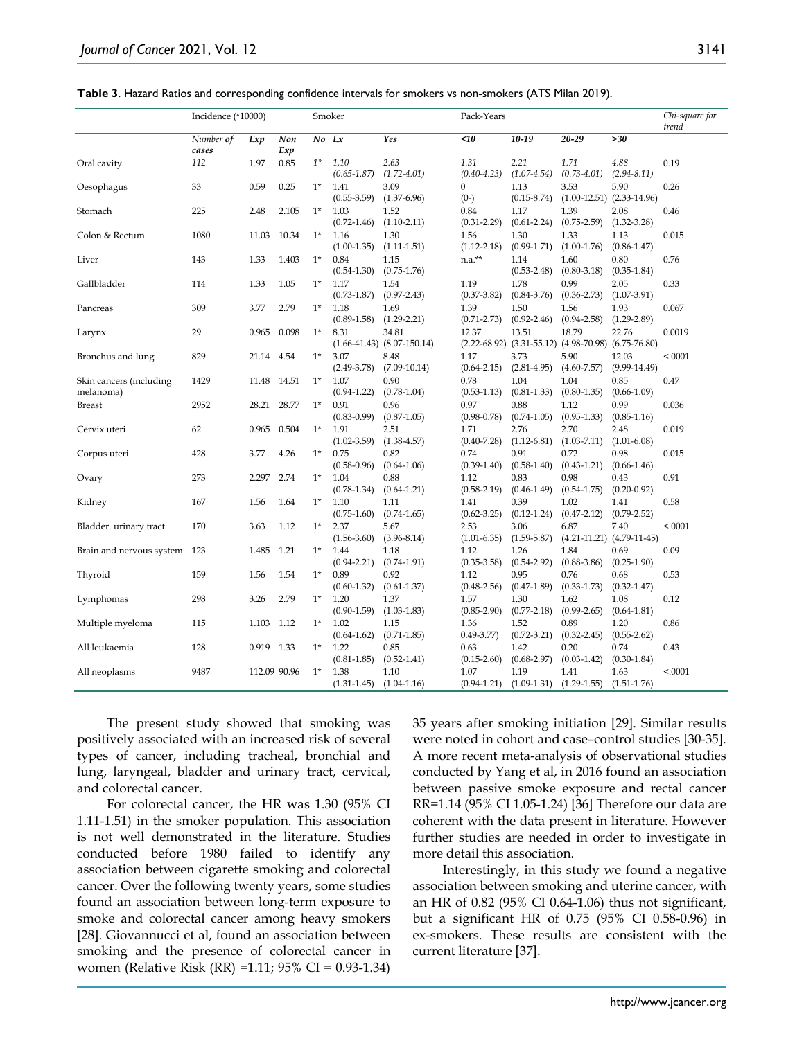**Table 3**. Hazard Ratios and corresponding confidence intervals for smokers vs non-smokers (ATS Milan 2019).

| | Incidence (*10000) | | | Smoker | | | Pack-Years | | | | Chi-square for trend |
|---|---|---|---|---|---|---|---|---|---|---|---|
| | Number of cases | Exp | Non Exp | No | Ex | Yes | <10 | 10-19 | 20-29 | >30 | |
| Oral cavity | 112 | 1.97 | 0.85 | 1* | 1,10 (0.65-1.87) | 2.63 (1.72-4.01) | 1.31 (0.40-4.23) | 2.21 (1.07-4.54) | 1.71 (0.73-4.01) | 4.88 (2.94-8.11) | 0.19 |
| Oesophagus | 33 | 0.59 | 0.25 | 1* | 1.41 (0.55-3.59) | 3.09 (1.37-6.96) | 0 (0-) | 1.13 (0.15-8.74) | 3.53 (1.00-12.51) | 5.90 (2.33-14.96) | 0.26 |
| Stomach | 225 | 2.48 | 2.105 | 1* | 1.03 (0.72-1.46) | 1.52 (1.10-2.11) | 0.84 (0.31-2.29) | 1.17 (0.61-2.24) | 1.39 (0.75-2.59) | 2.08 (1.32-3.28) | 0.46 |
| Colon & Rectum | 1080 | 11.03 | 10.34 | 1* | 1.16 (1.00-1.35) | 1.30 (1.11-1.51) | 1.56 (1.12-2.18) | 1.30 (0.99-1.71) | 1.33 (1.00-1.76) | 1.13 (0.86-1.47) | 0.015 |
| Liver | 143 | 1.33 | 1.403 | 1* | 0.84 (0.54-1.30) | 1.15 (0.75-1.76) | n.a.** | 1.14 (0.53-2.48) | 1.60 (0.80-3.18) | 0.80 (0.35-1.84) | 0.76 |
| Gallbladder | 114 | 1.33 | 1.05 | 1* | 1.17 (0.73-1.87) | 1.54 (0.97-2.43) | 1.19 (0.37-3.82) | 1.78 (0.84-3.76) | 0.99 (0.36-2.73) | 2.05 (1.07-3.91) | 0.33 |
| Pancreas | 309 | 3.77 | 2.79 | 1* | 1.18 (0.89-1.58) | 1.69 (1.29-2.21) | 1.39 (0.71-2.73) | 1.50 (0.92-2.46) | 1.56 (0.94-2.58) | 1.93 (1.29-2.89) | 0.067 |
| Larynx | 29 | 0.965 | 0.098 | 1* | 8.31 (1.66-41.43) | 34.81 (8.07-150.14) | 12.37 (2.22-68.92) | 13.51 (3.31-55.12) | 18.79 (4.98-70.98) | 22.76 (6.75-76.80) | 0.0019 |
| Bronchus and lung | 829 | 21.14 | 4.54 | 1* | 3.07 (2.49-3.78) | 8.48 (7.09-10.14) | 1.17 (0.64-2.15) | 3.73 (2.81-4.95) | 5.90 (4.60-7.57) | 12.03 (9.99-14.49) | <.0001 |
| Skin cancers (including melanoma) | 1429 | 11.48 | 14.51 | 1* | 1.07 (0.94-1.22) | 0.90 (0.78-1.04) | 0.78 (0.53-1.13) | 1.04 (0.81-1.33) | 1.04 (0.80-1.35) | 0.85 (0.66-1.09) | 0.47 |
| Breast | 2952 | 28.21 | 28.77 | 1* | 0.91 (0.83-0.99) | 0.96 (0.87-1.05) | 0.97 (0.98-0.78) | 0.88 (0.74-1.05) | 1.12 (0.95-1.33) | 0.99 (0.85-1.16) | 0.036 |
| Cervix uteri | 62 | 0.965 | 0.504 | 1* | 1.91 (1.02-3.59) | 2.51 (1.38-4.57) | 1.71 (0.40-7.28) | 2.76 (1.12-6.81) | 2.70 (1.03-7.11) | 2.48 (1.01-6.08) | 0.019 |
| Corpus uteri | 428 | 3.77 | 4.26 | 1* | 0.75 (0.58-0.96) | 0.82 (0.64-1.06) | 0.74 (0.39-1.40) | 0.91 (0.58-1.40) | 0.72 (0.43-1.21) | 0.98 (0.66-1.46) | 0.015 |
| Ovary | 273 | 2.297 | 2.74 | 1* | 1.04 (0.78-1.34) | 0.88 (0.64-1.21) | 1.12 (0.58-2.19) | 0.83 (0.46-1.49) | 0.98 (0.54-1.75) | 0.43 (0.20-0.92) | 0.91 |
| Kidney | 167 | 1.56 | 1.64 | 1* | 1.10 (0.75-1.60) | 1.11 (0.74-1.65) | 1.41 (0.62-3.25) | 0.39 (0.12-1.24) | 1.02 (0.47-2.12) | 1.41 (0.79-2.52) | 0.58 |
| Bladder. urinary tract | 170 | 3.63 | 1.12 | 1* | 2.37 (1.56-3.60) | 5.67 (3.96-8.14) | 2.53 (1.01-6.35) | 3.06 (1.59-5.87) | 6.87 (4.21-11.21) | 7.40 (4.79-11-45) | <.0001 |
| Brain and nervous system | 123 | 1.485 | 1.21 | 1* | 1.44 (0.94-2.21) | 1.18 (0.74-1.91) | 1.12 (0.35-3.58) | 1.26 (0.54-2.92) | 1.84 (0.88-3.86) | 0.69 (0.25-1.90) | 0.09 |
| Thyroid | 159 | 1.56 | 1.54 | 1* | 0.89 (0.60-1.32) | 0.92 (0.61-1.37) | 1.12 (0.48-2.56) | 0.95 (0.47-1.89) | 0.76 (0.33-1.73) | 0.68 (0.32-1.47) | 0.53 |
| Lymphomas | 298 | 3.26 | 2.79 | 1* | 1.20 (0.90-1.59) | 1.37 (1.03-1.83) | 1.57 (0.85-2.90) | 1.30 (0.77-2.18) | 1.62 (0.99-2.65) | 1.08 (0.64-1.81) | 0.12 |
| Multiple myeloma | 115 | 1.103 | 1.12 | 1* | 1.02 (0.64-1.62) | 1.15 (0.71-1.85) | 1.36 0.49-3.77) | 1.52 (0.72-3.21) | 0.89 (0.32-2.45) | 1.20 (0.55-2.62) | 0.86 |
| All leukaemia | 128 | 0.919 | 1.33 | 1* | 1.22 (0.81-1.85) | 0.85 (0.52-1.41) | 0.63 (0.15-2.60) | 1.42 (0.68-2.97) | 0.20 (0.03-1.42) | 0.74 (0.30-1.84) | 0.43 |
| All neoplasms | 9487 | 112.09 | 90.96 | 1* | 1.38 (1.31-1.45) | 1.10 (1.04-1.16) | 1.07 (0.94-1.21) | 1.19 (1.09-1.31) | 1.41 (1.29-1.55) | 1.63 (1.51-1.76) | <.0001 |

The present study showed that smoking was positively associated with an increased risk of several types of cancer, including tracheal, bronchial and lung, laryngeal, bladder and urinary tract, cervical, and colorectal cancer.

For colorectal cancer, the HR was 1.30 (95% CI 1.11-1.51) in the smoker population. This association is not well demonstrated in the literature. Studies conducted before 1980 failed to identify any association between cigarette smoking and colorectal cancer. Over the following twenty years, some studies found an association between long-term exposure to smoke and colorectal cancer among heavy smokers [28]. Giovannucci et al, found an association between smoking and the presence of colorectal cancer in women (Relative Risk (RR) =1.11; 95% CI = 0.93-1.34) 35 years after smoking initiation [29]. Similar results were noted in cohort and case–control studies [30-35]. A more recent meta-analysis of observational studies conducted by Yang et al, in 2016 found an association between passive smoke exposure and rectal cancer RR=1.14 (95% CI 1.05-1.24) [36] Therefore our data are coherent with the data present in literature. However further studies are needed in order to investigate in more detail this association.

Interestingly, in this study we found a negative association between smoking and uterine cancer, with an HR of 0.82 (95% CI 0.64-1.06) thus not significant, but a significant HR of 0.75 (95% CI 0.58-0.96) in ex-smokers. These results are consistent with the current literature [37].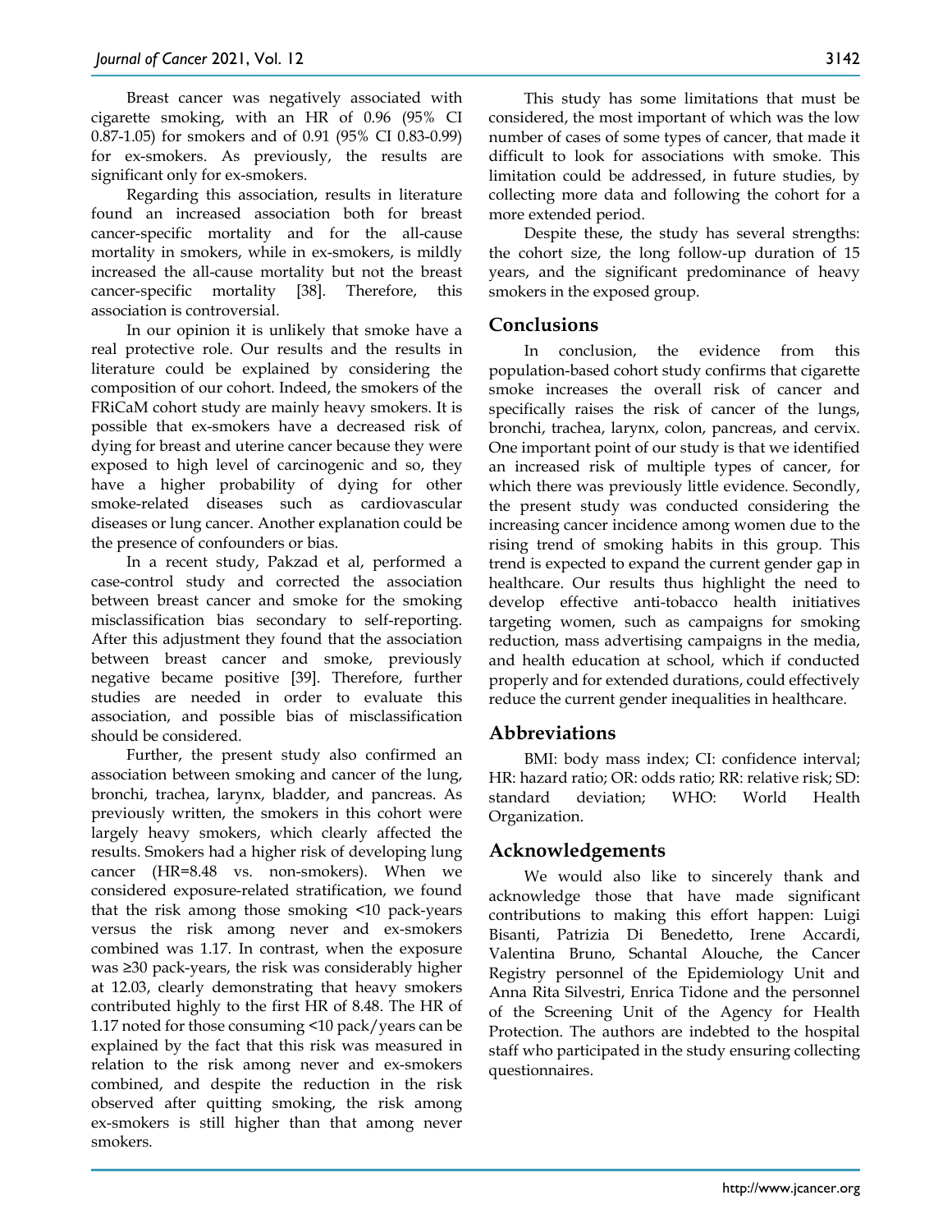Breast cancer was negatively associated with cigarette smoking, with an HR of 0.96 (95% CI 0.87-1.05) for smokers and of 0.91 (95% CI 0.83-0.99) for ex-smokers. As previously, the results are significant only for ex-smokers.

Regarding this association, results in literature found an increased association both for breast cancer-specific mortality and for the all-cause mortality in smokers, while in ex-smokers, is mildly increased the all-cause mortality but not the breast cancer-specific mortality [38]. Therefore, this association is controversial.

In our opinion it is unlikely that smoke have a real protective role. Our results and the results in literature could be explained by considering the composition of our cohort. Indeed, the smokers of the FRiCaM cohort study are mainly heavy smokers. It is possible that ex-smokers have a decreased risk of dying for breast and uterine cancer because they were exposed to high level of carcinogenic and so, they have a higher probability of dying for other smoke-related diseases such as cardiovascular diseases or lung cancer. Another explanation could be the presence of confounders or bias.

In a recent study, Pakzad et al, performed a case-control study and corrected the association between breast cancer and smoke for the smoking misclassification bias secondary to self-reporting. After this adjustment they found that the association between breast cancer and smoke, previously negative became positive [39]. Therefore, further studies are needed in order to evaluate this association, and possible bias of misclassification should be considered.

Further, the present study also confirmed an association between smoking and cancer of the lung, bronchi, trachea, larynx, bladder, and pancreas. As previously written, the smokers in this cohort were largely heavy smokers, which clearly affected the results. Smokers had a higher risk of developing lung cancer (HR=8.48 vs. non-smokers). When we considered exposure-related stratification, we found that the risk among those smoking <10 pack-years versus the risk among never and ex-smokers combined was 1.17. In contrast, when the exposure was ≥30 pack-years, the risk was considerably higher at 12.03, clearly demonstrating that heavy smokers contributed highly to the first HR of 8.48. The HR of 1.17 noted for those consuming <10 pack/years can be explained by the fact that this risk was measured in relation to the risk among never and ex-smokers combined, and despite the reduction in the risk observed after quitting smoking, the risk among ex-smokers is still higher than that among never smokers.

This study has some limitations that must be considered, the most important of which was the low number of cases of some types of cancer, that made it difficult to look for associations with smoke. This limitation could be addressed, in future studies, by collecting more data and following the cohort for a more extended period.

Despite these, the study has several strengths: the cohort size, the long follow-up duration of 15 years, and the significant predominance of heavy smokers in the exposed group.

## Conclusions

In conclusion, the evidence from this population-based cohort study confirms that cigarette smoke increases the overall risk of cancer and specifically raises the risk of cancer of the lungs, bronchi, trachea, larynx, colon, pancreas, and cervix. One important point of our study is that we identified an increased risk of multiple types of cancer, for which there was previously little evidence. Secondly, the present study was conducted considering the increasing cancer incidence among women due to the rising trend of smoking habits in this group. This trend is expected to expand the current gender gap in healthcare. Our results thus highlight the need to develop effective anti-tobacco health initiatives targeting women, such as campaigns for smoking reduction, mass advertising campaigns in the media, and health education at school, which if conducted properly and for extended durations, could effectively reduce the current gender inequalities in healthcare.

## Abbreviations

BMI: body mass index; CI: confidence interval; HR: hazard ratio; OR: odds ratio; RR: relative risk; SD: standard deviation; WHO: World Health Organization.

## Acknowledgements

We would also like to sincerely thank and acknowledge those that have made significant contributions to making this effort happen: Luigi Bisanti, Patrizia Di Benedetto, Irene Accardi, Valentina Bruno, Schantal Alouche, the Cancer Registry personnel of the Epidemiology Unit and Anna Rita Silvestri, Enrica Tidone and the personnel of the Screening Unit of the Agency for Health Protection. The authors are indebted to the hospital staff who participated in the study ensuring collecting questionnaires.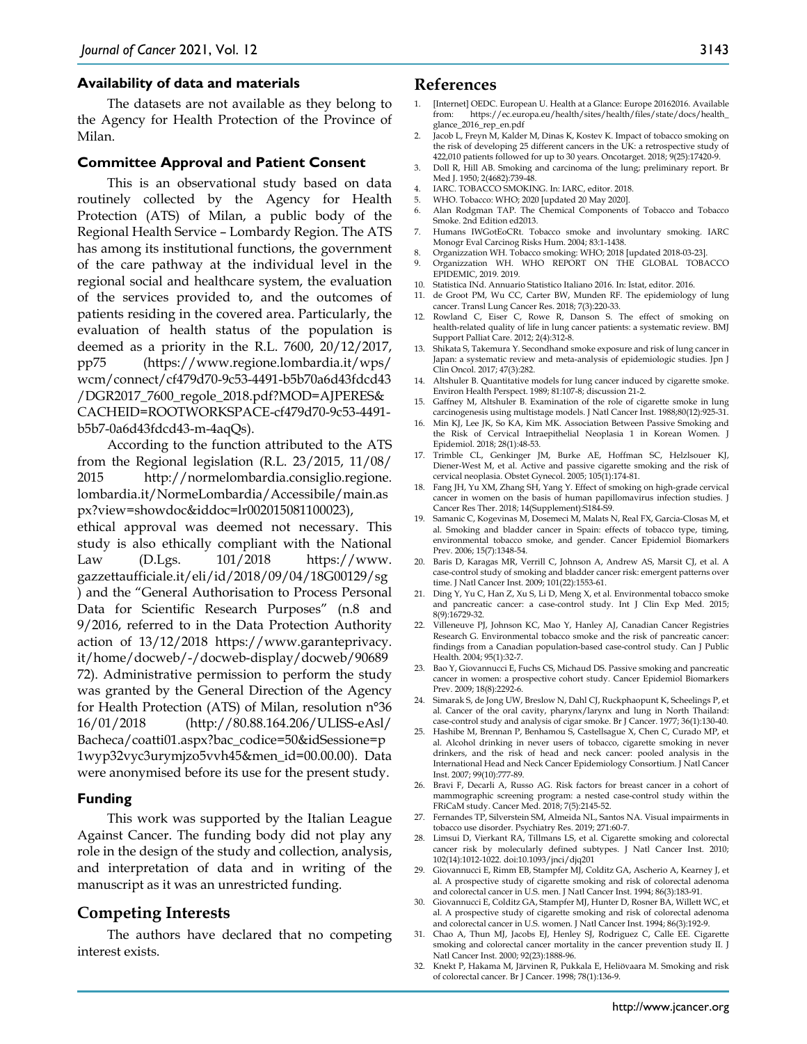### Availability of data and materials

The datasets are not available as they belong to the Agency for Health Protection of the Province of Milan.

### Committee Approval and Patient Consent

This is an observational study based on data routinely collected by the Agency for Health Protection (ATS) of Milan, a public body of the Regional Health Service – Lombardy Region. The ATS has among its institutional functions, the government of the care pathway at the individual level in the regional social and healthcare system, the evaluation of the services provided to, and the outcomes of patients residing in the covered area. Particularly, the evaluation of health status of the population is deemed as a priority in the R.L. 7600, 20/12/2017, pp75 (https://www.regione.lombardia.it/wps/wcm/connect/cf479d70-9c53-4491-b5b70a6d43fdcd43/DGR2017_7600_regole_2018.pdf?MOD=AJPERES&CACHEID=ROOTWORKSPACE-cf479d70-9c53-4491-b5b7-0a6d43fdcd43-m-4aqQs).

According to the function attributed to the ATS from the Regional legislation (R.L. 23/2015, 11/08/2015 http://normelombardia.consiglio.regione.lombardia.it/NormeLombardia/Accessibile/main.aspx?view=showdoc&iddoc=lr002015081100023), ethical approval was deemed not necessary. This study is also ethically compliant with the National Law (D.Lgs. 101/2018 https://www.gazzettaufficiale.it/eli/id/2018/09/04/18G00129/sg) and the "General Authorisation to Process Personal Data for Scientific Research Purposes" (n.8 and 9/2016, referred to in the Data Protection Authority action of 13/12/2018 https://www.garanteprivacy.it/home/docweb/-/docweb-display/docweb/9068972). Administrative permission to perform the study was granted by the General Direction of the Agency for Health Protection (ATS) of Milan, resolution n°36 16/01/2018 (http://80.88.164.206/ULISS-eAsl/Bacheca/coatti01.aspx?bac_codice=50&idSessione=p1wyp32vyc3urymjzo5vvh45&men_id=00.00.00). Data were anonymised before its use for the present study.

### Funding

This work was supported by the Italian League Against Cancer. The funding body did not play any role in the design of the study and collection, analysis, and interpretation of data and in writing of the manuscript as it was an unrestricted funding.

## Competing Interests

The authors have declared that no competing interest exists.

## References

1. [Internet] OEDC. European U. Health at a Glance: Europe 20162016. Available from: https://ec.europa.eu/health/sites/health/files/state/docs/health_glance_2016_rep_en.pdf
2. Jacob L, Freyn M, Kalder M, Dinas K, Kostev K. Impact of tobacco smoking on the risk of developing 25 different cancers in the UK: a retrospective study of 422,010 patients followed for up to 30 years. Oncotarget. 2018; 9(25):17420-9.
3. Doll R, Hill AB. Smoking and carcinoma of the lung; preliminary report. Br Med J. 1950; 2(4682):739-48.
4. IARC. TOBACCO SMOKING. In: IARC, editor. 2018.
5. WHO. Tobacco: WHO; 2020 [updated 20 May 2020].
6. Alan Rodgman TAP. The Chemical Components of Tobacco and Tobacco Smoke. 2nd Edition ed2013.
7. Humans IWGotEoCRt. Tobacco smoke and involuntary smoking. IARC Monogr Eval Carcinog Risks Hum. 2004; 83:1-1438.
8. Organizzation WH. Tobacco smoking: WHO; 2018 [updated 2018-03-23].
9. Organizzation WH. WHO REPORT ON THE GLOBAL TOBACCO EPIDEMIC, 2019. 2019.
10. Statistica INd. Annuario Statistico Italiano 2016. In: Istat, editor. 2016.
11. de Groot PM, Wu CC, Carter BW, Munden RF. The epidemiology of lung cancer. Transl Lung Cancer Res. 2018; 7(3):220-33.
12. Rowland C, Eiser C, Rowe R, Danson S. The effect of smoking on health-related quality of life in lung cancer patients: a systematic review. BMJ Support Palliat Care. 2012; 2(4):312-8.
13. Shikata S, Takemura Y. Secondhand smoke exposure and risk of lung cancer in Japan: a systematic review and meta-analysis of epidemiologic studies. Jpn J Clin Oncol. 2017; 47(3):282.
14. Altshuler B. Quantitative models for lung cancer induced by cigarette smoke. Environ Health Perspect. 1989; 81:107-8; discussion 21-2.
15. Gaffney M, Altshuler B. Examination of the role of cigarette smoke in lung carcinogenesis using multistage models. J Natl Cancer Inst. 1988;80(12):925-31.
16. Min KJ, Lee JK, So KA, Kim MK. Association Between Passive Smoking and the Risk of Cervical Intraepithelial Neoplasia 1 in Korean Women. J Epidemiol. 2018; 28(1):48-53.
17. Trimble CL, Genkinger JM, Burke AE, Hoffman SC, Helzlsouer KJ, Diener-West M, et al. Active and passive cigarette smoking and the risk of cervical neoplasia. Obstet Gynecol. 2005; 105(1):174-81.
18. Fang JH, Yu XM, Zhang SH, Yang Y. Effect of smoking on high-grade cervical cancer in women on the basis of human papillomavirus infection studies. J Cancer Res Ther. 2018; 14(Supplement):S184-S9.
19. Samanic C, Kogevinas M, Dosemeci M, Malats N, Real FX, Garcia-Closas M, et al. Smoking and bladder cancer in Spain: effects of tobacco type, timing, environmental tobacco smoke, and gender. Cancer Epidemiol Biomarkers Prev. 2006; 15(7):1348-54.
20. Baris D, Karagas MR, Verrill C, Johnson A, Andrew AS, Marsit CJ, et al. A case-control study of smoking and bladder cancer risk: emergent patterns over time. J Natl Cancer Inst. 2009; 101(22):1553-61.
21. Ding Y, Yu C, Han Z, Xu S, Li D, Meng X, et al. Environmental tobacco smoke and pancreatic cancer: a case-control study. Int J Clin Exp Med. 2015; 8(9):16729-32.
22. Villeneuve PJ, Johnson KC, Mao Y, Hanley AJ, Canadian Cancer Registries Research G. Environmental tobacco smoke and the risk of pancreatic cancer: findings from a Canadian population-based case-control study. Can J Public Health. 2004; 95(1):32-7.
23. Bao Y, Giovannucci E, Fuchs CS, Michaud DS. Passive smoking and pancreatic cancer in women: a prospective cohort study. Cancer Epidemiol Biomarkers Prev. 2009; 18(8):2292-6.
24. Simarak S, de Jong UW, Breslow N, Dahl CJ, Ruckphaopunt K, Scheelings P, et al. Cancer of the oral cavity, pharynx/larynx and lung in North Thailand: case-control study and analysis of cigar smoke. Br J Cancer. 1977; 36(1):130-40.
25. Hashibe M, Brennan P, Benhamou S, Castellsague X, Chen C, Curado MP, et al. Alcohol drinking in never users of tobacco, cigarette smoking in never drinkers, and the risk of head and neck cancer: pooled analysis in the International Head and Neck Cancer Epidemiology Consortium. J Natl Cancer Inst. 2007; 99(10):777-89.
26. Bravi F, Decarli A, Russo AG. Risk factors for breast cancer in a cohort of mammographic screening program: a nested case-control study within the FRiCaM study. Cancer Med. 2018; 7(5):2145-52.
27. Fernandes TP, Silverstein SM, Almeida NL, Santos NA. Visual impairments in tobacco use disorder. Psychiatry Res. 2019; 271:60-7.
28. Limsui D, Vierkant RA, Tillmans LS, et al. Cigarette smoking and colorectal cancer risk by molecularly defined subtypes. J Natl Cancer Inst. 2010; 102(14):1012-1022. doi:10.1093/jnci/djq201
29. Giovannucci E, Rimm EB, Stampfer MJ, Colditz GA, Ascherio A, Kearney J, et al. A prospective study of cigarette smoking and risk of colorectal adenoma and colorectal cancer in U.S. men. J Natl Cancer Inst. 1994; 86(3):183-91.
30. Giovannucci E, Colditz GA, Stampfer MJ, Hunter D, Rosner BA, Willett WC, et al. A prospective study of cigarette smoking and risk of colorectal adenoma and colorectal cancer in U.S. women. J Natl Cancer Inst. 1994; 86(3):192-9.
31. Chao A, Thun MJ, Jacobs EJ, Henley SJ, Rodriguez C, Calle EE. Cigarette smoking and colorectal cancer mortality in the cancer prevention study II. J Natl Cancer Inst. 2000; 92(23):1888-96.
32. Knekt P, Hakama M, Järvinen R, Pukkala E, Heliövaara M. Smoking and risk of colorectal cancer. Br J Cancer. 1998; 78(1):136-9.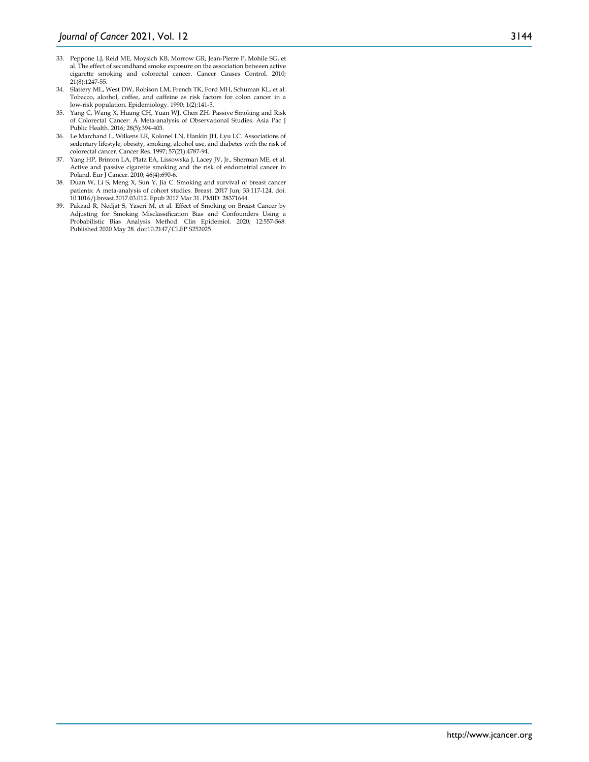33. Peppone LJ, Reid ME, Moysich KB, Morrow GR, Jean-Pierre P, Mohile SG, et al. The effect of secondhand smoke exposure on the association between active cigarette smoking and colorectal cancer. Cancer Causes Control. 2010; 21(8):1247-55.
34. Slattery ML, West DW, Robison LM, French TK, Ford MH, Schuman KL, et al. Tobacco, alcohol, coffee, and caffeine as risk factors for colon cancer in a low-risk population. Epidemiology. 1990; 1(2):141-5.
35. Yang C, Wang X, Huang CH, Yuan WJ, Chen ZH. Passive Smoking and Risk of Colorectal Cancer: A Meta-analysis of Observational Studies. Asia Pac J Public Health. 2016; 28(5):394-403.
36. Le Marchand L, Wilkens LR, Kolonel LN, Hankin JH, Lyu LC. Associations of sedentary lifestyle, obesity, smoking, alcohol use, and diabetes with the risk of colorectal cancer. Cancer Res. 1997; 57(21):4787-94.
37. Yang HP, Brinton LA, Platz EA, Lissowska J, Lacey JV, Jr., Sherman ME, et al. Active and passive cigarette smoking and the risk of endometrial cancer in Poland. Eur J Cancer. 2010; 46(4):690-6.
38. Duan W, Li S, Meng X, Sun Y, Jia C. Smoking and survival of breast cancer patients: A meta-analysis of cohort studies. Breast. 2017 Jun; 33:117-124. doi: 10.1016/j.breast.2017.03.012. Epub 2017 Mar 31. PMID: 28371644.
39. Pakzad R, Nedjat S, Yaseri M, et al. Effect of Smoking on Breast Cancer by Adjusting for Smoking Misclassification Bias and Confounders Using a Probabilistic Bias Analysis Method. Clin Epidemiol. 2020; 12:557-568. Published 2020 May 28. doi:10.2147/CLEP.S252025